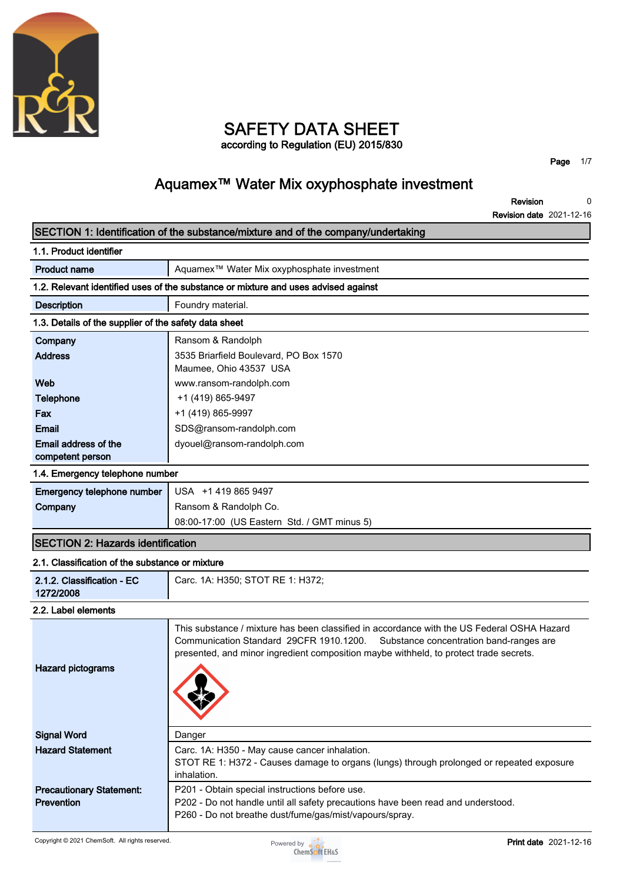# SAFETY DATA SHEET

according to Regulation (EU) 2015/830

## Aquamex™ Water Mix oxyphosphate investment

**Revision** 0

**Revision date** 2021-12-16

### SECTION 1: Identification of the substance/mixture and of the company/undertaking

#### 1.1. Product identifier

| | |
|---|---|
| **Product name** | Aquamex™ Water Mix oxyphosphate investment |

#### 1.2. Relevant identified uses of the substance or mixture and uses advised against

| | |
|---|---|
| **Description** | Foundry material. |

#### 1.3. Details of the supplier of the safety data sheet

| | |
|---|---|
| **Company** | Ransom & Randolph |
| **Address** | 3535 Briarfield Boulevard, PO Box 1570<br>Maumee, Ohio 43537 USA |
| **Web** | www.ransom-randolph.com |
| **Telephone** | +1 (419) 865-9497 |
| **Fax** | +1 (419) 865-9997 |
| **Email** | SDS@ransom-randolph.com |
| **Email address of the competent person** | dyouel@ransom-randolph.com |

#### 1.4. Emergency telephone number

| | |
|---|---|
| **Emergency telephone number** | USA +1 419 865 9497 |
| **Company** | Ransom & Randolph Co.<br>08:00-17:00 (US Eastern Std. / GMT minus 5) |

### SECTION 2: Hazards identification

#### 2.1. Classification of the substance or mixture

| | |
|---|---|
| **2.1.2. Classification - EC 1272/2008** | Carc. 1A: H350; STOT RE 1: H372; |

#### 2.2. Label elements

| | |
|---|---|
| **Hazard pictograms** | This substance / mixture has been classified in accordance with the US Federal OSHA Hazard Communication Standard 29CFR 1910.1200. Substance concentration band-ranges are presented, and minor ingredient composition maybe withheld, to protect trade secrets. |
| **Signal Word** | Danger |
| **Hazard Statement** | Carc. 1A: H350 - May cause cancer inhalation.<br>STOT RE 1: H372 - Causes damage to organs (lungs) through prolonged or repeated exposure inhalation. |
| **Precautionary Statement: Prevention** | P201 - Obtain special instructions before use.<br>P202 - Do not handle until all safety precautions have been read and understood.<br>P260 - Do not breathe dust/fume/gas/mist/vapours/spray. |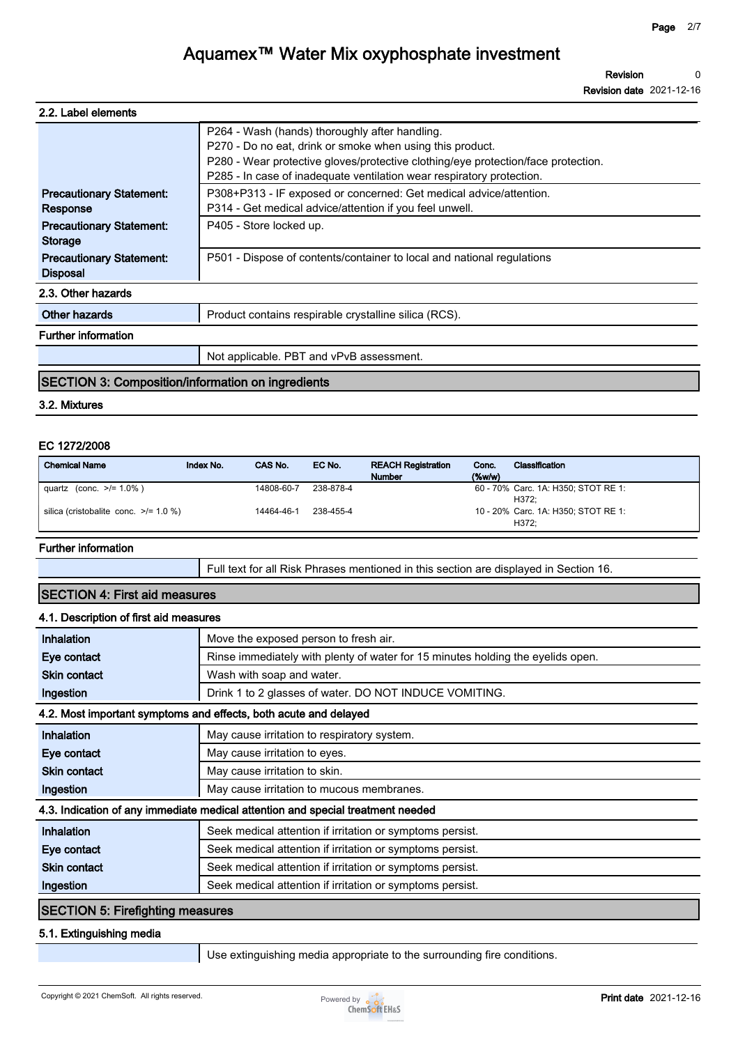# Aquamex™ Water Mix oxyphosphate investment

**Revision** 0
**Revision date** 2021-12-16

### 2.2. Label elements

| | |
|---|---|
| | P264 - Wash (hands) thoroughly after handling.<br>P270 - Do no eat, drink or smoke when using this product.<br>P280 - Wear protective gloves/protective clothing/eye protection/face protection.<br>P285 - In case of inadequate ventilation wear respiratory protection. |
| **Precautionary Statement: Response** | P308+P313 - IF exposed or concerned: Get medical advice/attention.<br>P314 - Get medical advice/attention if you feel unwell. |
| **Precautionary Statement: Storage** | P405 - Store locked up. |
| **Precautionary Statement: Disposal** | P501 - Dispose of contents/container to local and national regulations |

### 2.3. Other hazards

| | |
|---|---|
| **Other hazards** | Product contains respirable crystalline silica (RCS). |

### Further information

| | |
|---|---|
| | Not applicable. PBT and vPvB assessment. |

## SECTION 3: Composition/information on ingredients

### 3.2. Mixtures

#### EC 1272/2008

| Chemical Name | Index No. | CAS No. | EC No. | REACH Registration Number | Conc. (%w/w) | Classification |
|---|---|---|---|---|---|---|
| quartz (conc. >/= 1.0% ) | | 14808-60-7 | 238-878-4 | | 60 - 70% | Carc. 1A: H350; STOT RE 1: H372; |
| silica (cristobalite conc. >/= 1.0 %) | | 14464-46-1 | 238-455-4 | | 10 - 20% | Carc. 1A: H350; STOT RE 1: H372; |

### Further information

| | |
|---|---|
| | Full text for all Risk Phrases mentioned in this section are displayed in Section 16. |

## SECTION 4: First aid measures

### 4.1. Description of first aid measures

| | |
|---|---|
| **Inhalation** | Move the exposed person to fresh air. |
| **Eye contact** | Rinse immediately with plenty of water for 15 minutes holding the eyelids open. |
| **Skin contact** | Wash with soap and water. |
| **Ingestion** | Drink 1 to 2 glasses of water. DO NOT INDUCE VOMITING. |

### 4.2. Most important symptoms and effects, both acute and delayed

| | |
|---|---|
| **Inhalation** | May cause irritation to respiratory system. |
| **Eye contact** | May cause irritation to eyes. |
| **Skin contact** | May cause irritation to skin. |
| **Ingestion** | May cause irritation to mucous membranes. |

### 4.3. Indication of any immediate medical attention and special treatment needed

| | |
|---|---|
| **Inhalation** | Seek medical attention if irritation or symptoms persist. |
| **Eye contact** | Seek medical attention if irritation or symptoms persist. |
| **Skin contact** | Seek medical attention if irritation or symptoms persist. |
| **Ingestion** | Seek medical attention if irritation or symptoms persist. |

## SECTION 5: Firefighting measures

### 5.1. Extinguishing media

| | |
|---|---|
| | Use extinguishing media appropriate to the surrounding fire conditions. |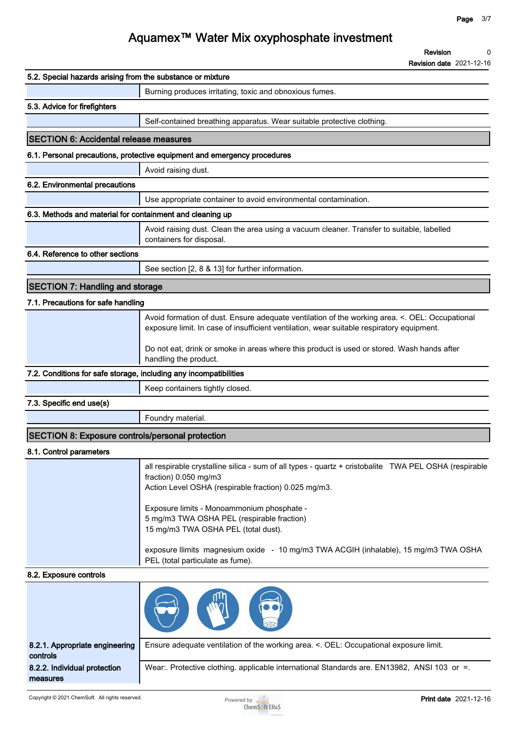# Aquamex™ Water Mix oxyphosphate investment

**Revision** 0
**Revision date** 2021-12-16

### 5.2. Special hazards arising from the substance or mixture

Burning produces irritating, toxic and obnoxious fumes.

### 5.3. Advice for firefighters

Self-contained breathing apparatus. Wear suitable protective clothing.

## SECTION 6: Accidental release measures

### 6.1. Personal precautions, protective equipment and emergency procedures

Avoid raising dust.

### 6.2. Environmental precautions

Use appropriate container to avoid environmental contamination.

### 6.3. Methods and material for containment and cleaning up

Avoid raising dust. Clean the area using a vacuum cleaner. Transfer to suitable, labelled containers for disposal.

### 6.4. Reference to other sections

See section [2, 8 & 13] for further information.

## SECTION 7: Handling and storage

### 7.1. Precautions for safe handling

Avoid formation of dust. Ensure adequate ventilation of the working area. <. OEL: Occupational exposure limit. In case of insufficient ventilation, wear suitable respiratory equipment.

Do not eat, drink or smoke in areas where this product is used or stored. Wash hands after handling the product.

### 7.2. Conditions for safe storage, including any incompatibilities

Keep containers tightly closed.

### 7.3. Specific end use(s)

Foundry material.

## SECTION 8: Exposure controls/personal protection

### 8.1. Control parameters

all respirable crystalline silica - sum of all types - quartz + cristobalite TWA PEL OSHA (respirable fraction) 0.050 mg/m3
Action Level OSHA (respirable fraction) 0.025 mg/m3.

Exposure limits - Monoammonium phosphate -
5 mg/m3 TWA OSHA PEL (respirable fraction)
15 mg/m3 TWA OSHA PEL (total dust).

exposure llimits magnesium oxide - 10 mg/m3 TWA ACGIH (inhalable), 15 mg/m3 TWA OSHA PEL (total particulate as fume).

### 8.2. Exposure controls

**8.2.1. Appropriate engineering controls**

Ensure adequate ventilation of the working area. <. OEL: Occupational exposure limit.

**8.2.2. Individual protection measures**

Wear:. Protective clothing. applicable international Standards are. EN13982, ANSI 103 or =.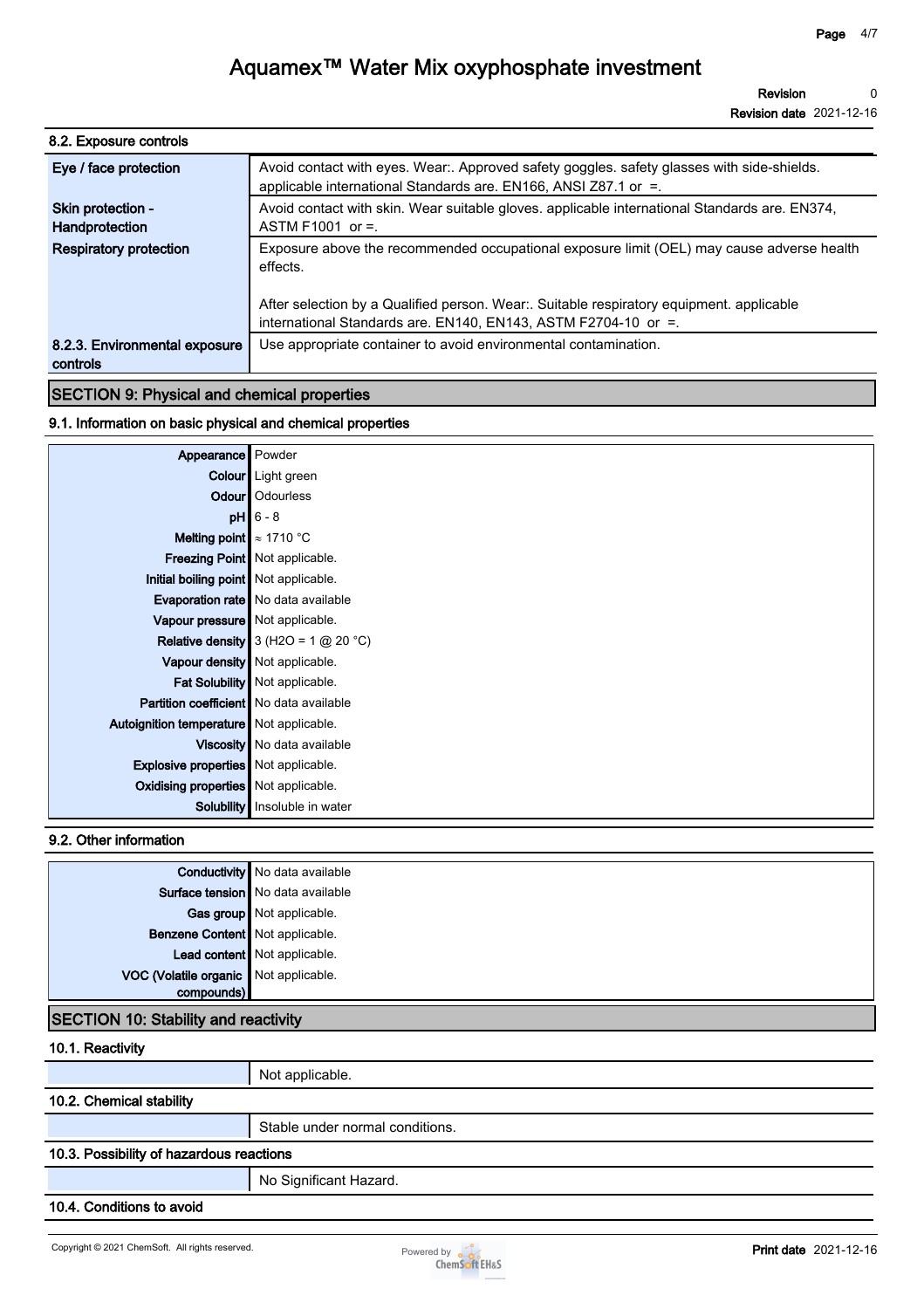# Aquamex™ Water Mix oxyphosphate investment

**Revision** 0
**Revision date** 2021-12-16

### 8.2. Exposure controls

| | |
|---|---|
| **Eye / face protection** | Avoid contact with eyes. Wear:. Approved safety goggles. safety glasses with side-shields. applicable international Standards are. EN166, ANSI Z87.1 or =. |
| **Skin protection - Handprotection** | Avoid contact with skin. Wear suitable gloves. applicable international Standards are. EN374, ASTM F1001 or =. |
| **Respiratory protection** | Exposure above the recommended occupational exposure limit (OEL) may cause adverse health effects.<br><br>After selection by a Qualified person. Wear:. Suitable respiratory equipment. applicable international Standards are. EN140, EN143, ASTM F2704-10 or =. |
| **8.2.3. Environmental exposure controls** | Use appropriate container to avoid environmental contamination. |

## SECTION 9: Physical and chemical properties

### 9.1. Information on basic physical and chemical properties

| | |
|---|---|
| **Appearance** | Powder |
| **Colour** | Light green |
| **Odour** | Odourless |
| **pH** | 6 - 8 |
| **Melting point** | ≈ 1710 °C |
| **Freezing Point** | Not applicable. |
| **Initial boiling point** | Not applicable. |
| **Evaporation rate** | No data available |
| **Vapour pressure** | Not applicable. |
| **Relative density** | 3 ($H_2O$ = 1 @ 20 °C) |
| **Vapour density** | Not applicable. |
| **Fat Solubility** | Not applicable. |
| **Partition coefficient** | No data available |
| **Autoignition temperature** | Not applicable. |
| **Viscosity** | No data available |
| **Explosive properties** | Not applicable. |
| **Oxidising properties** | Not applicable. |
| **Solubility** | Insoluble in water |

### 9.2. Other information

| | |
|---|---|
| **Conductivity** | No data available |
| **Surface tension** | No data available |
| **Gas group** | Not applicable. |
| **Benzene Content** | Not applicable. |
| **Lead content** | Not applicable. |
| **VOC (Volatile organic compounds)** | Not applicable. |

## SECTION 10: Stability and reactivity

### 10.1. Reactivity

Not applicable.

### 10.2. Chemical stability

Stable under normal conditions.

### 10.3. Possibility of hazardous reactions

No Significant Hazard.

### 10.4. Conditions to avoid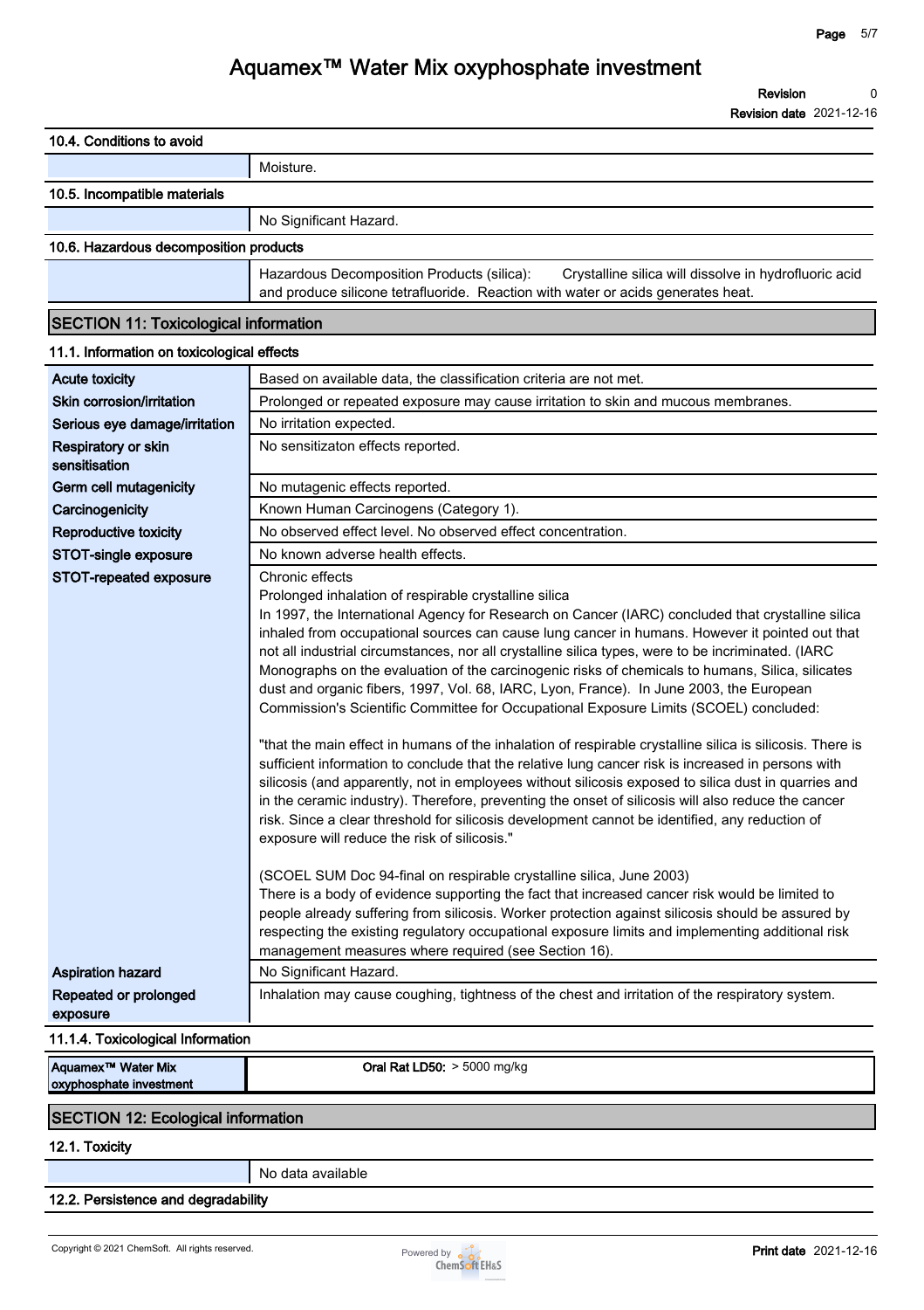### 10.4. Conditions to avoid

| | |
|---|---|
| | Moisture. |

### 10.5. Incompatible materials

| | |
|---|---|
| | No Significant Hazard. |

### 10.6. Hazardous decomposition products

| | |
|---|---|
| | Hazardous Decomposition Products (silica): Crystalline silica will dissolve in hydrofluoric acid and produce silicone tetrafluoride. Reaction with water or acids generates heat. |

## SECTION 11: Toxicological information

### 11.1. Information on toxicological effects

| | |
|---|---|
| **Acute toxicity** | Based on available data, the classification criteria are not met. |
| **Skin corrosion/irritation** | Prolonged or repeated exposure may cause irritation to skin and mucous membranes. |
| **Serious eye damage/irritation** | No irritation expected. |
| **Respiratory or skin sensitisation** | No sensitizaton effects reported. |
| **Germ cell mutagenicity** | No mutagenic effects reported. |
| **Carcinogenicity** | Known Human Carcinogens (Category 1). |
| **Reproductive toxicity** | No observed effect level. No observed effect concentration. |
| **STOT-single exposure** | No known adverse health effects. |
| **STOT-repeated exposure** | Chronic effects<br>Prolonged inhalation of respirable crystalline silica<br>In 1997, the International Agency for Research on Cancer (IARC) concluded that crystalline silica inhaled from occupational sources can cause lung cancer in humans. However it pointed out that not all industrial circumstances, nor all crystalline silica types, were to be incriminated. (IARC Monographs on the evaluation of the carcinogenic risks of chemicals to humans, Silica, silicates dust and organic fibers, 1997, Vol. 68, IARC, Lyon, France). In June 2003, the European Commission's Scientific Committee for Occupational Exposure Limits (SCOEL) concluded:<br><br>"that the main effect in humans of the inhalation of respirable crystalline silica is silicosis. There is sufficient information to conclude that the relative lung cancer risk is increased in persons with silicosis (and apparently, not in employees without silicosis exposed to silica dust in quarries and in the ceramic industry). Therefore, preventing the onset of silicosis will also reduce the cancer risk. Since a clear threshold for silicosis development cannot be identified, any reduction of exposure will reduce the risk of silicosis."<br><br>(SCOEL SUM Doc 94-final on respirable crystalline silica, June 2003)<br>There is a body of evidence supporting the fact that increased cancer risk would be limited to people already suffering from silicosis. Worker protection against silicosis should be assured by respecting the existing regulatory occupational exposure limits and implementing additional risk management measures where required (see Section 16). |
| **Aspiration hazard** | No Significant Hazard. |
| **Repeated or prolonged exposure** | Inhalation may cause coughing, tightness of the chest and irritation of the respiratory system. |

### 11.1.4. Toxicological Information

| | |
|---|---|
| **Aquamex™ Water Mix oxyphosphate investment** | **Oral Rat LD50:** > 5000 mg/kg |

## SECTION 12: Ecological information

### 12.1. Toxicity

| | |
|---|---|
| | No data available |

### 12.2. Persistence and degradability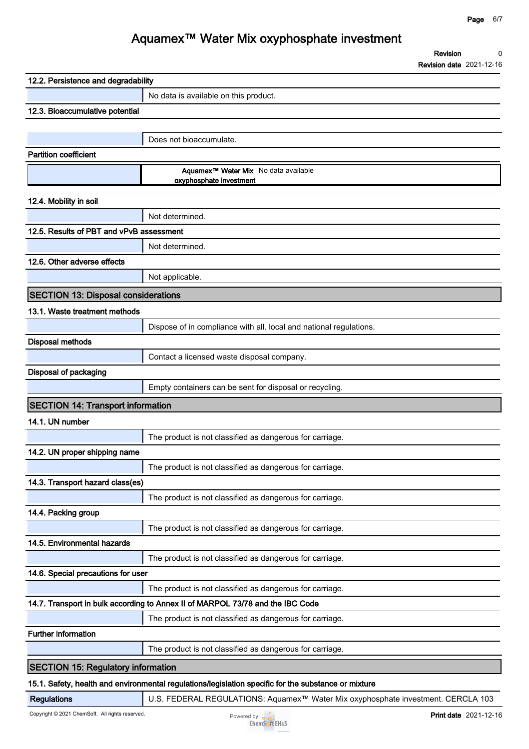### 12.2. Persistence and degradability

No data is available on this product.

### 12.3. Bioaccumulative potential

Does not bioaccumulate.

**Partition coefficient**

| | |
|---|---|
| **Aquamex™ Water Mix oxyphosphate investment** | No data available |

### 12.4. Mobility in soil

Not determined.

### 12.5. Results of PBT and vPvB assessment

Not determined.

### 12.6. Other adverse effects

Not applicable.

## SECTION 13: Disposal considerations

### 13.1. Waste treatment methods

Dispose of in compliance with all. local and national regulations.

**Disposal methods**

Contact a licensed waste disposal company.

**Disposal of packaging**

Empty containers can be sent for disposal or recycling.

## SECTION 14: Transport information

### 14.1. UN number

The product is not classified as dangerous for carriage.

### 14.2. UN proper shipping name

The product is not classified as dangerous for carriage.

### 14.3. Transport hazard class(es)

The product is not classified as dangerous for carriage.

### 14.4. Packing group

The product is not classified as dangerous for carriage.

### 14.5. Environmental hazards

The product is not classified as dangerous for carriage.

### 14.6. Special precautions for user

The product is not classified as dangerous for carriage.

### 14.7. Transport in bulk according to Annex II of MARPOL 73/78 and the IBC Code

The product is not classified as dangerous for carriage.

**Further information**

The product is not classified as dangerous for carriage.

## SECTION 15: Regulatory information

### 15.1. Safety, health and environmental regulations/legislation specific for the substance or mixture

| | |
|---|---|
| **Regulations** | U.S. FEDERAL REGULATIONS: Aquamex™ Water Mix oxyphosphate investment. CERCLA 103 |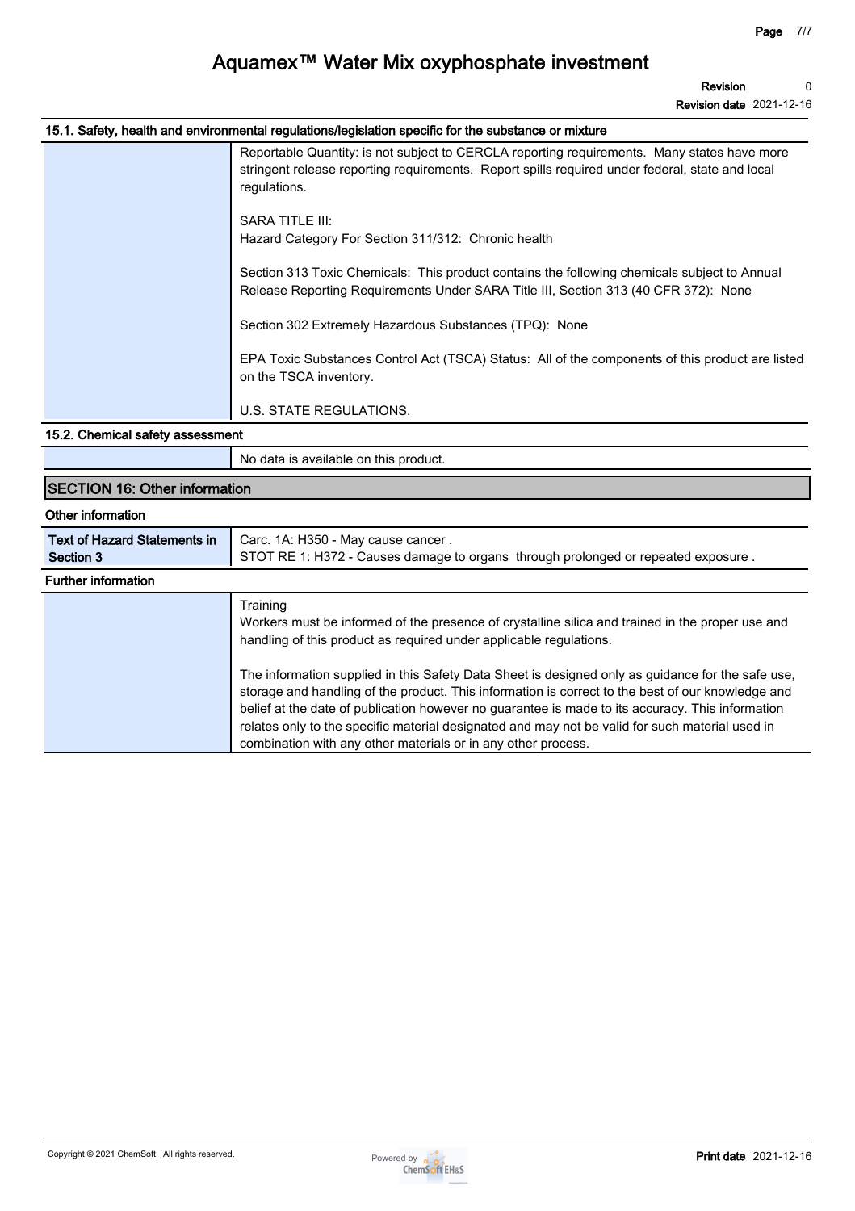### 15.1. Safety, health and environmental regulations/legislation specific for the substance or mixture

Reportable Quantity: is not subject to CERCLA reporting requirements. Many states have more stringent release reporting requirements. Report spills required under federal, state and local regulations.

SARA TITLE III:
Hazard Category For Section 311/312: Chronic health

Section 313 Toxic Chemicals: This product contains the following chemicals subject to Annual Release Reporting Requirements Under SARA Title III, Section 313 (40 CFR 372): None

Section 302 Extremely Hazardous Substances (TPQ): None

EPA Toxic Substances Control Act (TSCA) Status: All of the components of this product are listed on the TSCA inventory.

U.S. STATE REGULATIONS.

### 15.2. Chemical safety assessment

No data is available on this product.

## SECTION 16: Other information

### Other information

| | |
|---|---|
| **Text of Hazard Statements in Section 3** | Carc. 1A: H350 - May cause cancer .<br>STOT RE 1: H372 - Causes damage to organs through prolonged or repeated exposure . |

### Further information

Training
Workers must be informed of the presence of crystalline silica and trained in the proper use and handling of this product as required under applicable regulations.

The information supplied in this Safety Data Sheet is designed only as guidance for the safe use, storage and handling of the product. This information is correct to the best of our knowledge and belief at the date of publication however no guarantee is made to its accuracy. This information relates only to the specific material designated and may not be valid for such material used in combination with any other materials or in any other process.